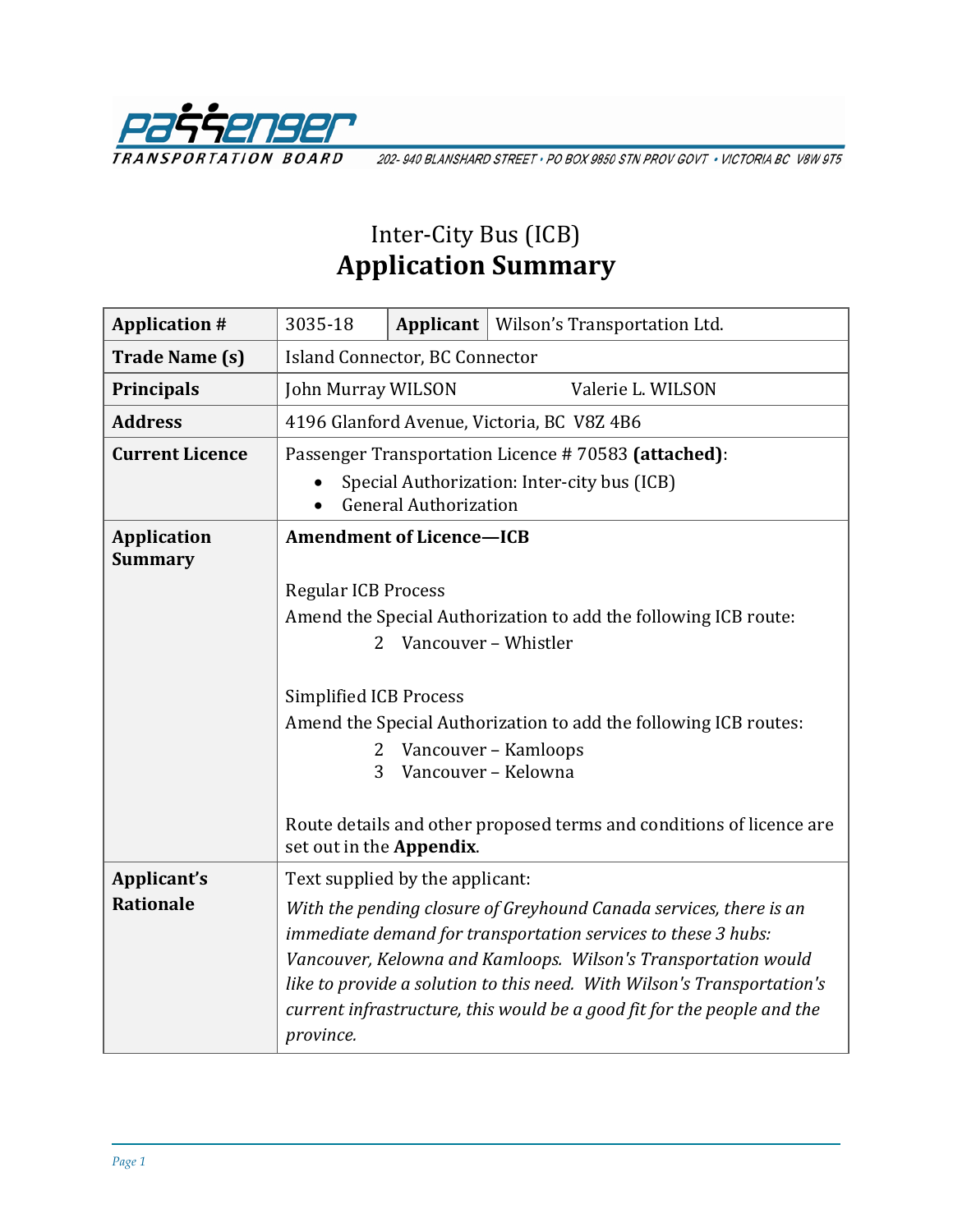Passenger Transportation Board

202- 940 BLANSHARD STREET • PO BOX 9850 STN PROV GOVT • VICTORIA BC V8W 9T5

# Inter-City Bus (ICB)
# Application Summary

| **Application #** | 3035-18 | **Applicant** | Wilson's Transportation Ltd. |
|---|---|---|---|
| **Trade Name (s)** | Island Connector, BC Connector | | |
| **Principals** | John Murray WILSON     Valerie L. WILSON | | |
| **Address** | 4196 Glanford Avenue, Victoria, BC V8Z 4B6 | | |
| **Current Licence** | Passenger Transportation Licence # 70583 **(attached)**: <br>• Special Authorization: Inter-city bus (ICB) <br>• General Authorization | | |
| **Application Summary** | **Amendment of Licence—ICB** <br><br>Regular ICB Process <br>Amend the Special Authorization to add the following ICB route: <br>2 Vancouver – Whistler <br><br>Simplified ICB Process <br>Amend the Special Authorization to add the following ICB routes: <br>2 Vancouver – Kamloops <br>3 Vancouver – Kelowna <br><br>Route details and other proposed terms and conditions of licence are set out in the **Appendix**. | | |
| **Applicant's Rationale** | Text supplied by the applicant: <br>*With the pending closure of Greyhound Canada services, there is an immediate demand for transportation services to these 3 hubs: Vancouver, Kelowna and Kamloops. Wilson's Transportation would like to provide a solution to this need. With Wilson's Transportation's current infrastructure, this would be a good fit for the people and the province.* | | |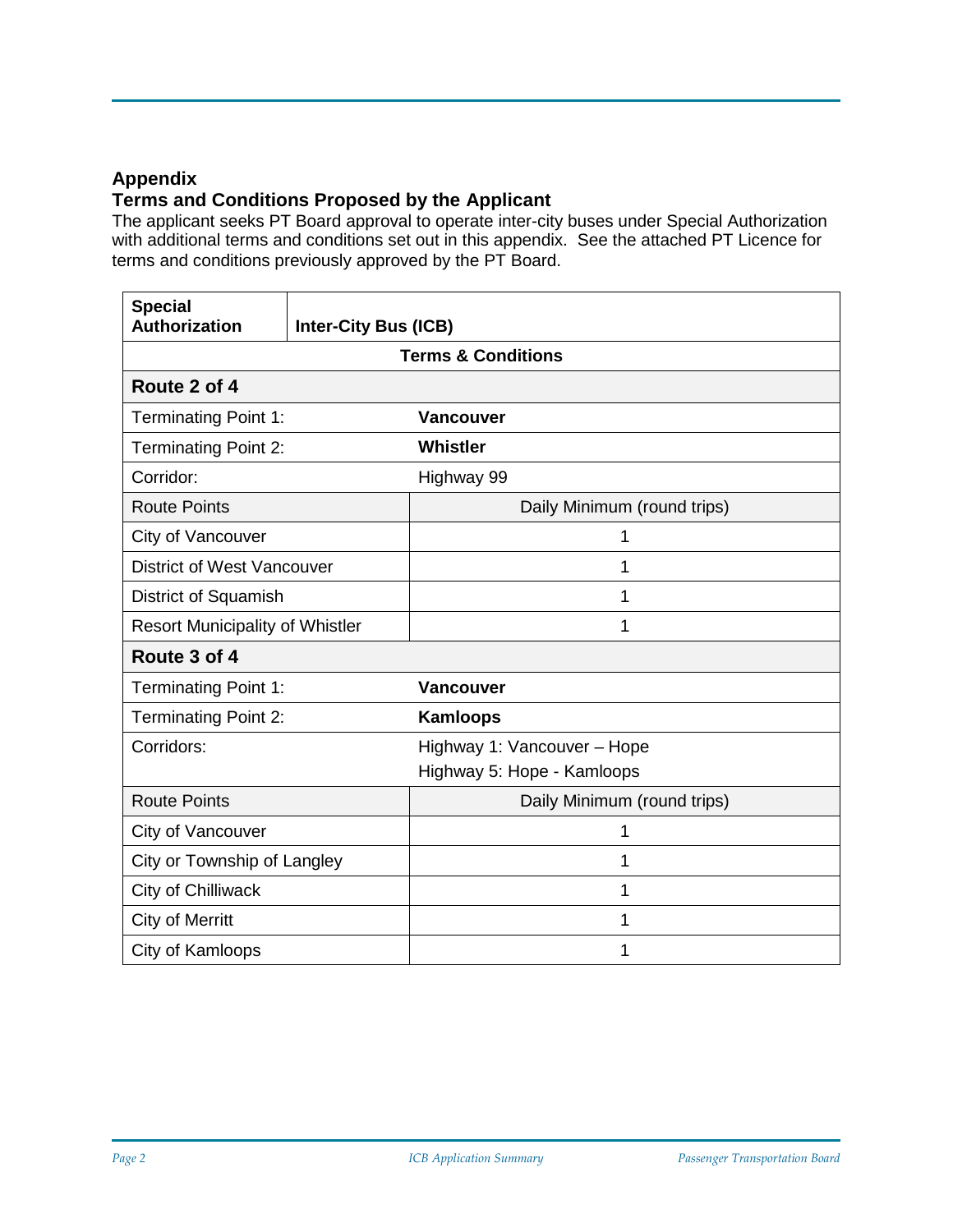## Appendix
## Terms and Conditions Proposed by the Applicant

The applicant seeks PT Board approval to operate inter-city buses under Special Authorization with additional terms and conditions set out in this appendix. See the attached PT Licence for terms and conditions previously approved by the PT Board.

| **Special Authorization** | **Inter-City Bus (ICB)** |
|---|---|
| **Terms & Conditions** | |
| **Route 2 of 4** | |
| Terminating Point 1: | **Vancouver** |
| Terminating Point 2: | **Whistler** |
| Corridor: | Highway 99 |
| Route Points | Daily Minimum (round trips) |
| City of Vancouver | 1 |
| District of West Vancouver | 1 |
| District of Squamish | 1 |
| Resort Municipality of Whistler | 1 |
| **Route 3 of 4** | |
| Terminating Point 1: | **Vancouver** |
| Terminating Point 2: | **Kamloops** |
| Corridors: | Highway 1: Vancouver – Hope<br>Highway 5: Hope - Kamloops |
| Route Points | Daily Minimum (round trips) |
| City of Vancouver | 1 |
| City or Township of Langley | 1 |
| City of Chilliwack | 1 |
| City of Merritt | 1 |
| City of Kamloops | 1 |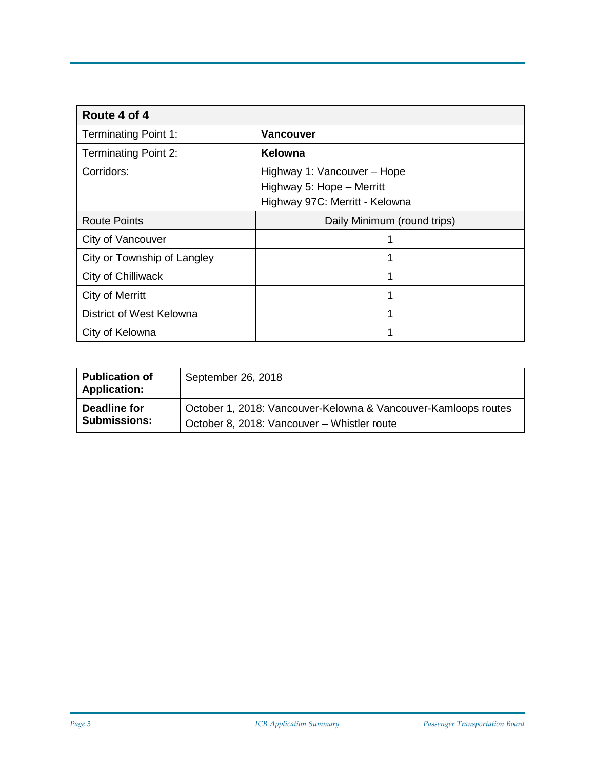| Route 4 of 4 | |
|---|---|
| Terminating Point 1: | **Vancouver** |
| Terminating Point 2: | **Kelowna** |
| Corridors: | Highway 1: Vancouver – Hope<br>Highway 5: Hope – Merritt<br>Highway 97C: Merritt - Kelowna |
| Route Points | Daily Minimum (round trips) |
| City of Vancouver | 1 |
| City or Township of Langley | 1 |
| City of Chilliwack | 1 |
| City of Merritt | 1 |
| District of West Kelowna | 1 |
| City of Kelowna | 1 |

| **Publication of Application:** | September 26, 2018 |
|---|---|
| **Deadline for Submissions:** | October 1, 2018: Vancouver-Kelowna & Vancouver-Kamloops routes<br>October 8, 2018: Vancouver – Whistler route |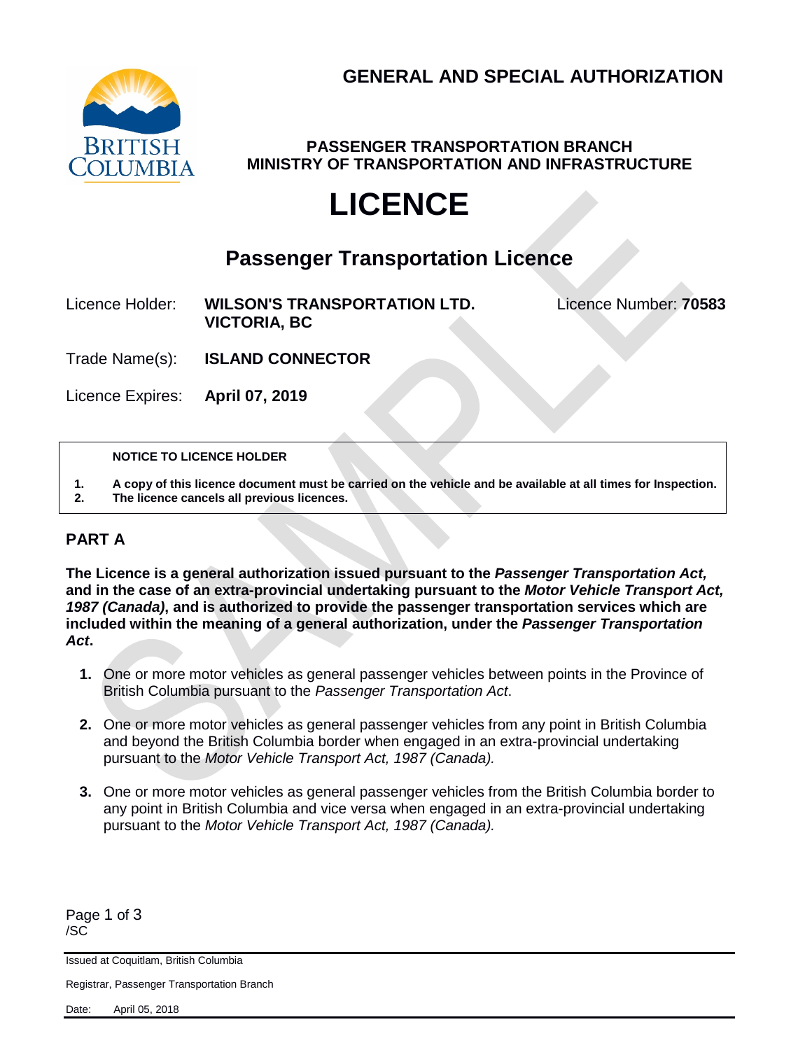# GENERAL AND SPECIAL AUTHORIZATION

**PASSENGER TRANSPORTATION BRANCH**
**MINISTRY OF TRANSPORTATION AND INFRASTRUCTURE**

# LICENCE

## Passenger Transportation Licence

Licence Holder: **WILSON'S TRANSPORTATION LTD. VICTORIA, BC**

Licence Number: **70583**

Trade Name(s): **ISLAND CONNECTOR**

Licence Expires: **April 07, 2019**

**NOTICE TO LICENCE HOLDER**

1. **A copy of this licence document must be carried on the vehicle and be available at all times for Inspection.**
2. **The licence cancels all previous licences.**

## PART A

**The Licence is a general authorization issued pursuant to the *Passenger Transportation Act,* and in the case of an extra-provincial undertaking pursuant to the *Motor Vehicle Transport Act, 1987 (Canada)*, and is authorized to provide the passenger transportation services which are included within the meaning of a general authorization, under the *Passenger Transportation Act*.**

1. One or more motor vehicles as general passenger vehicles between points in the Province of British Columbia pursuant to the *Passenger Transportation Act*.
2. One or more motor vehicles as general passenger vehicles from any point in British Columbia and beyond the British Columbia border when engaged in an extra-provincial undertaking pursuant to the *Motor Vehicle Transport Act, 1987 (Canada).*
3. One or more motor vehicles as general passenger vehicles from the British Columbia border to any point in British Columbia and vice versa when engaged in an extra-provincial undertaking pursuant to the *Motor Vehicle Transport Act, 1987 (Canada).*

/SC

Issued at Coquitlam, British Columbia

Registrar, Passenger Transportation Branch

Date: April 05, 2018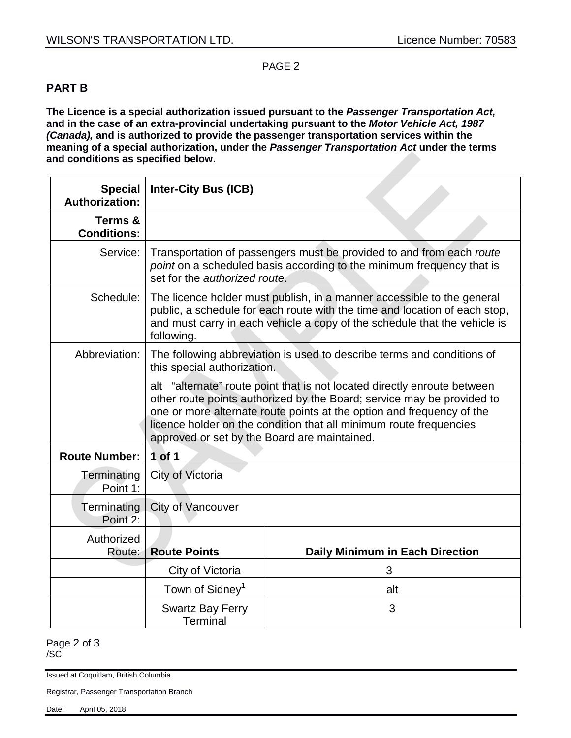## PART B

**The Licence is a special authorization issued pursuant to the *Passenger Transportation Act,* and in the case of an extra-provincial undertaking pursuant to the *Motor Vehicle Act, 1987 (Canada),* and is authorized to provide the passenger transportation services within the meaning of a special authorization, under the *Passenger Transportation Act* under the terms and conditions as specified below.**

| | | |
|---|---|---|
| **Special Authorization:** | **Inter-City Bus (ICB)** | |
| **Terms & Conditions:** | | |
| Service: | Transportation of passengers must be provided to and from each *route point* on a scheduled basis according to the minimum frequency that is set for the *authorized route*. | |
| Schedule: | The licence holder must publish, in a manner accessible to the general public, a schedule for each route with the time and location of each stop, and must carry in each vehicle a copy of the schedule that the vehicle is following. | |
| Abbreviation: | The following abbreviation is used to describe terms and conditions of this special authorization.<br><br>alt "alternate" route point that is not located directly enroute between other route points authorized by the Board; service may be provided to one or more alternate route points at the option and frequency of the licence holder on the condition that all minimum route frequencies approved or set by the Board are maintained. | |
| **Route Number:** | **1 of 1** | |
| Terminating Point 1: | City of Victoria | |
| Terminating Point 2: | City of Vancouver | |
| Authorized Route: | **Route Points** | **Daily Minimum in Each Direction** |
| | City of Victoria | 3 |
| | Town of Sidney[1] | alt |
| | Swartz Bay Ferry Terminal | 3 |

/SC

Issued at Coquitlam, British Columbia

Registrar, Passenger Transportation Branch

Date: April 05, 2018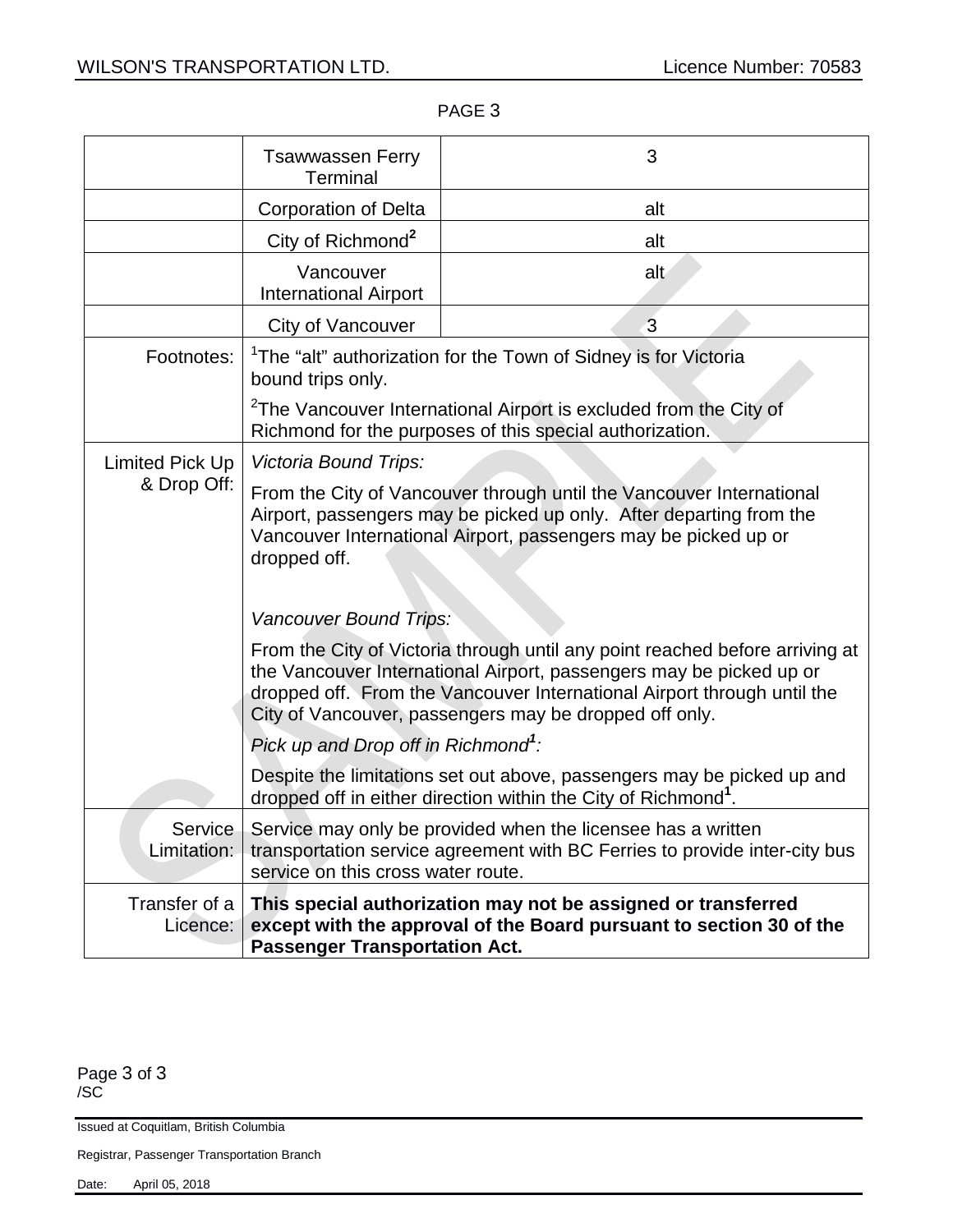| | | |
|---|---|---|
| | Tsawwassen Ferry Terminal | 3 |
| | Corporation of Delta | alt |
| | City of Richmond[2] | alt |
| | Vancouver International Airport | alt |
| | City of Vancouver | 3 |
| Footnotes: | [1]The "alt" authorization for the Town of Sidney is for Victoria bound trips only.<br><br>[2]The Vancouver International Airport is excluded from the City of Richmond for the purposes of this special authorization. | |
| Limited Pick Up & Drop Off: | *Victoria Bound Trips:*<br><br>From the City of Vancouver through until the Vancouver International Airport, passengers may be picked up only. After departing from the Vancouver International Airport, passengers may be picked up or dropped off.<br><br>*Vancouver Bound Trips:*<br><br>From the City of Victoria through until any point reached before arriving at the Vancouver International Airport, passengers may be picked up or dropped off. From the Vancouver International Airport through until the City of Vancouver, passengers may be dropped off only.<br><br>*Pick up and Drop off in Richmond[1]:*<br><br>Despite the limitations set out above, passengers may be picked up and dropped off in either direction within the City of Richmond[1]. | |
| Service Limitation: | Service may only be provided when the licensee has a written transportation service agreement with BC Ferries to provide inter-city bus service on this cross water route. | |
| Transfer of a Licence: | **This special authorization may not be assigned or transferred except with the approval of the Board pursuant to section 30 of the Passenger Transportation Act.** | |

/SC

Issued at Coquitlam, British Columbia

Registrar, Passenger Transportation Branch

Date: April 05, 2018